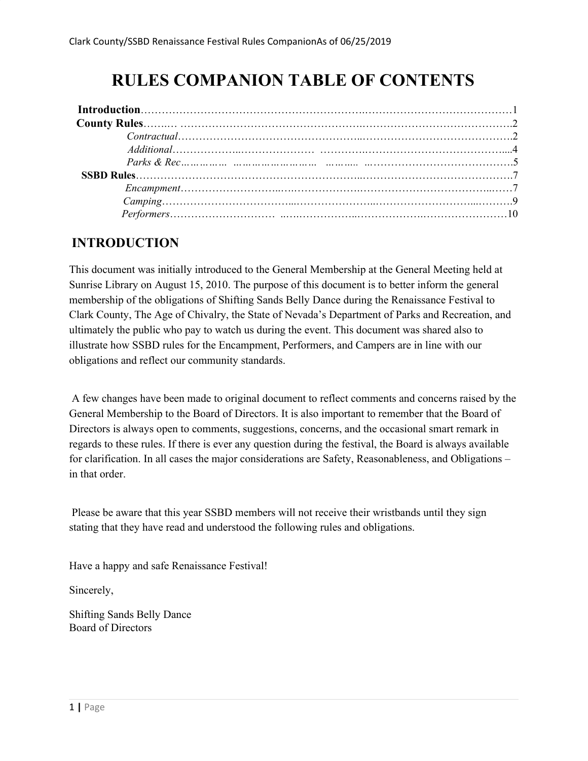# RULES COMPANION TABLE OF CONTENTS

**Introduction**……………………………………………………………………………………………1
**County Rules**……………………………………………………………………………………………2
*Contractual*…………………………………………………………………………………………2
*Additional*……………………………………………………………………………………………4
*Parks & Rec*…………………………………………………………………………………………5
**SSBD Rules**……………………………………………………………………………………………7
*Encampment*…………………………………………………………………………………………7
*Camping*………………………………………………………………………………………………9
*Performers*……………………………………………………………………………………………10

## INTRODUCTION

This document was initially introduced to the General Membership at the General Meeting held at Sunrise Library on August 15, 2010. The purpose of this document is to better inform the general membership of the obligations of Shifting Sands Belly Dance during the Renaissance Festival to Clark County, The Age of Chivalry, the State of Nevada's Department of Parks and Recreation, and ultimately the public who pay to watch us during the event. This document was shared also to illustrate how SSBD rules for the Encampment, Performers, and Campers are in line with our obligations and reflect our community standards.

A few changes have been made to original document to reflect comments and concerns raised by the General Membership to the Board of Directors. It is also important to remember that the Board of Directors is always open to comments, suggestions, concerns, and the occasional smart remark in regards to these rules. If there is ever any question during the festival, the Board is always available for clarification. In all cases the major considerations are Safety, Reasonableness, and Obligations – in that order.

Please be aware that this year SSBD members will not receive their wristbands until they sign stating that they have read and understood the following rules and obligations.

Have a happy and safe Renaissance Festival!

Sincerely,

Shifting Sands Belly Dance
Board of Directors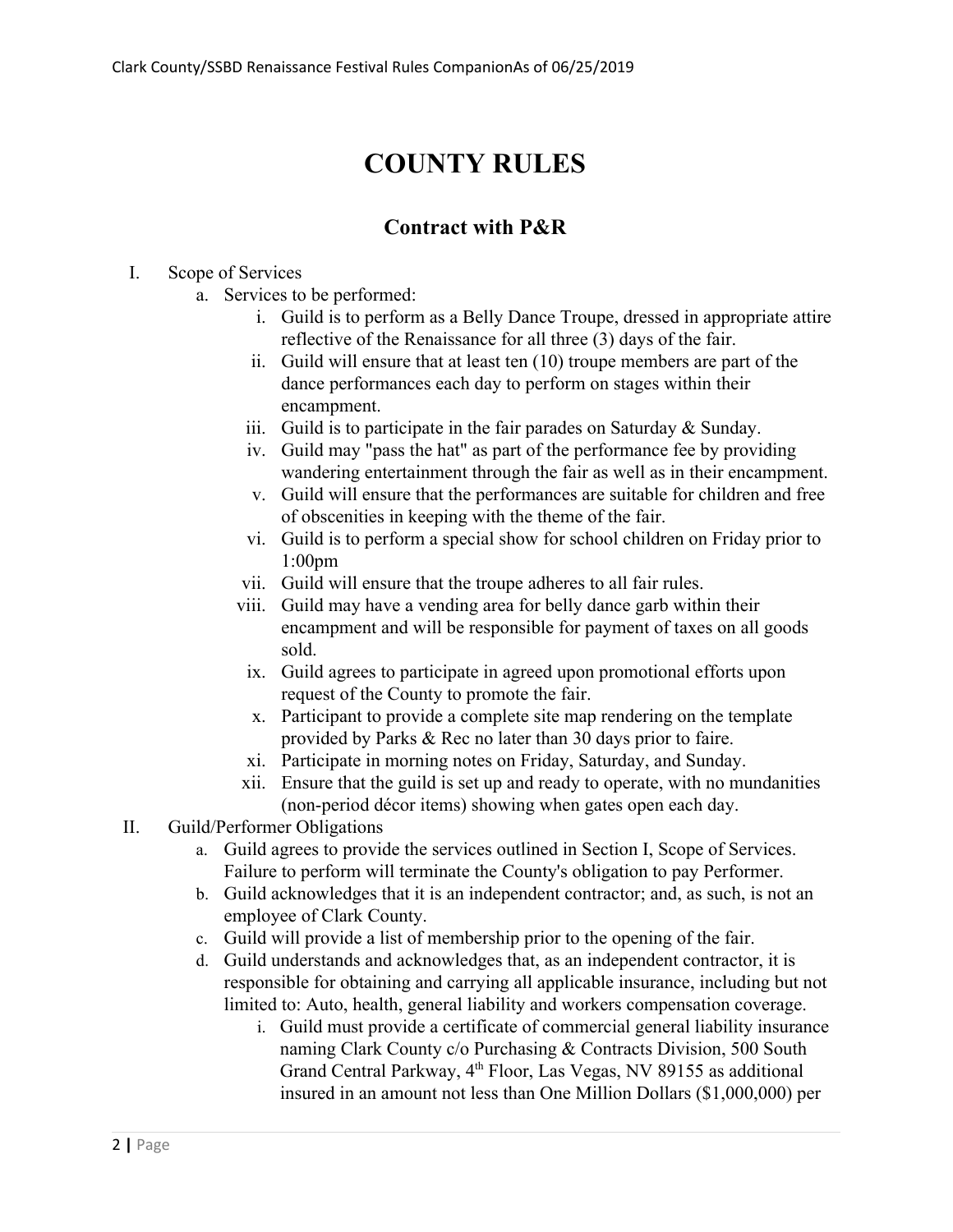# COUNTY RULES

## Contract with P&R

I. Scope of Services
   a. Services to be performed:
      i. Guild is to perform as a Belly Dance Troupe, dressed in appropriate attire reflective of the Renaissance for all three (3) days of the fair.
      ii. Guild will ensure that at least ten (10) troupe members are part of the dance performances each day to perform on stages within their encampment.
      iii. Guild is to participate in the fair parades on Saturday & Sunday.
      iv. Guild may "pass the hat" as part of the performance fee by providing wandering entertainment through the fair as well as in their encampment.
      v. Guild will ensure that the performances are suitable for children and free of obscenities in keeping with the theme of the fair.
      vi. Guild is to perform a special show for school children on Friday prior to 1:00pm
      vii. Guild will ensure that the troupe adheres to all fair rules.
      viii. Guild may have a vending area for belly dance garb within their encampment and will be responsible for payment of taxes on all goods sold.
      ix. Guild agrees to participate in agreed upon promotional efforts upon request of the County to promote the fair.
      x. Participant to provide a complete site map rendering on the template provided by Parks & Rec no later than 30 days prior to faire.
      xi. Participate in morning notes on Friday, Saturday, and Sunday.
      xii. Ensure that the guild is set up and ready to operate, with no mundanities (non-period décor items) showing when gates open each day.

II. Guild/Performer Obligations
   a. Guild agrees to provide the services outlined in Section I, Scope of Services. Failure to perform will terminate the County's obligation to pay Performer.
   b. Guild acknowledges that it is an independent contractor; and, as such, is not an employee of Clark County.
   c. Guild will provide a list of membership prior to the opening of the fair.
   d. Guild understands and acknowledges that, as an independent contractor, it is responsible for obtaining and carrying all applicable insurance, including but not limited to: Auto, health, general liability and workers compensation coverage.
      i. Guild must provide a certificate of commercial general liability insurance naming Clark County c/o Purchasing & Contracts Division, 500 South Grand Central Parkway, 4th Floor, Las Vegas, NV 89155 as additional insured in an amount not less than One Million Dollars ($1,000,000) per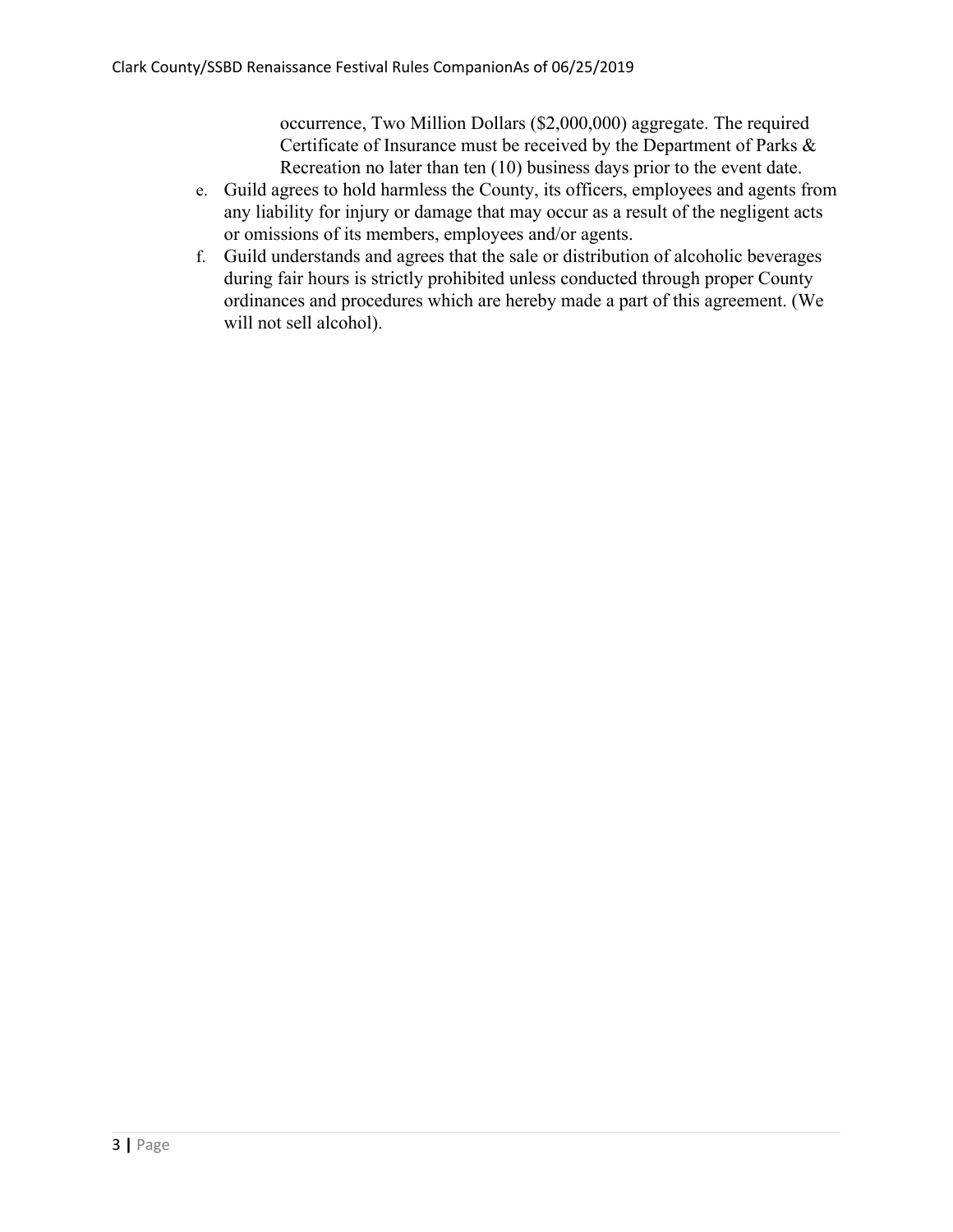occurrence, Two Million Dollars ($2,000,000) aggregate. The required Certificate of Insurance must be received by the Department of Parks & Recreation no later than ten (10) business days prior to the event date.

e. Guild agrees to hold harmless the County, its officers, employees and agents from any liability for injury or damage that may occur as a result of the negligent acts or omissions of its members, employees and/or agents.
f. Guild understands and agrees that the sale or distribution of alcoholic beverages during fair hours is strictly prohibited unless conducted through proper County ordinances and procedures which are hereby made a part of this agreement. (We will not sell alcohol).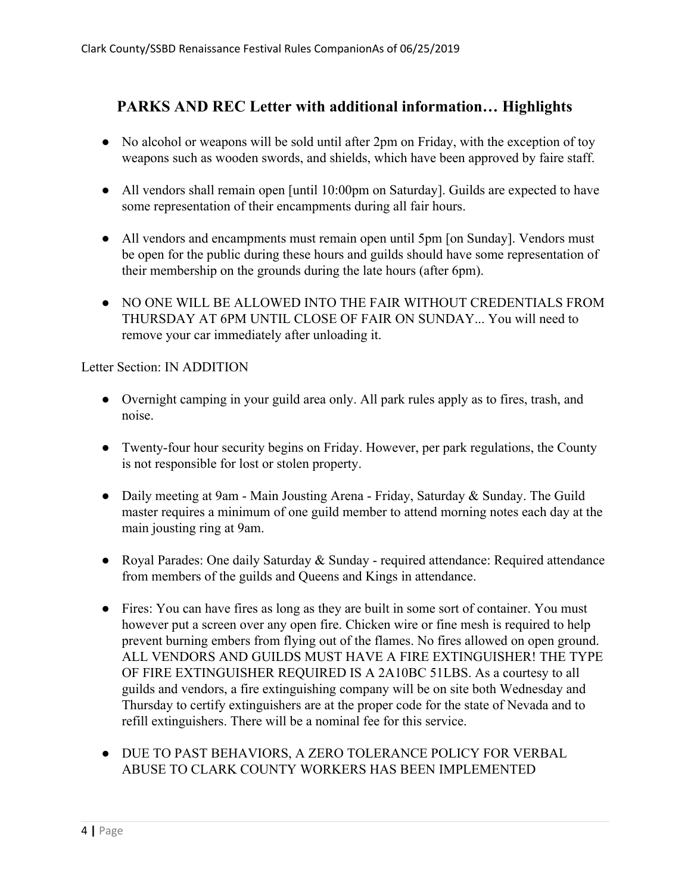## PARKS AND REC Letter with additional information… Highlights

- No alcohol or weapons will be sold until after 2pm on Friday, with the exception of toy weapons such as wooden swords, and shields, which have been approved by faire staff.
- All vendors shall remain open [until 10:00pm on Saturday]. Guilds are expected to have some representation of their encampments during all fair hours.
- All vendors and encampments must remain open until 5pm [on Sunday]. Vendors must be open for the public during these hours and guilds should have some representation of their membership on the grounds during the late hours (after 6pm).
- NO ONE WILL BE ALLOWED INTO THE FAIR WITHOUT CREDENTIALS FROM THURSDAY AT 6PM UNTIL CLOSE OF FAIR ON SUNDAY... You will need to remove your car immediately after unloading it.

Letter Section: IN ADDITION

- Overnight camping in your guild area only. All park rules apply as to fires, trash, and noise.
- Twenty-four hour security begins on Friday. However, per park regulations, the County is not responsible for lost or stolen property.
- Daily meeting at 9am - Main Jousting Arena - Friday, Saturday & Sunday. The Guild master requires a minimum of one guild member to attend morning notes each day at the main jousting ring at 9am.
- Royal Parades: One daily Saturday & Sunday - required attendance: Required attendance from members of the guilds and Queens and Kings in attendance.
- Fires: You can have fires as long as they are built in some sort of container. You must however put a screen over any open fire. Chicken wire or fine mesh is required to help prevent burning embers from flying out of the flames. No fires allowed on open ground. ALL VENDORS AND GUILDS MUST HAVE A FIRE EXTINGUISHER! THE TYPE OF FIRE EXTINGUISHER REQUIRED IS A 2A10BC 51LBS. As a courtesy to all guilds and vendors, a fire extinguishing company will be on site both Wednesday and Thursday to certify extinguishers are at the proper code for the state of Nevada and to refill extinguishers. There will be a nominal fee for this service.
- DUE TO PAST BEHAVIORS, A ZERO TOLERANCE POLICY FOR VERBAL ABUSE TO CLARK COUNTY WORKERS HAS BEEN IMPLEMENTED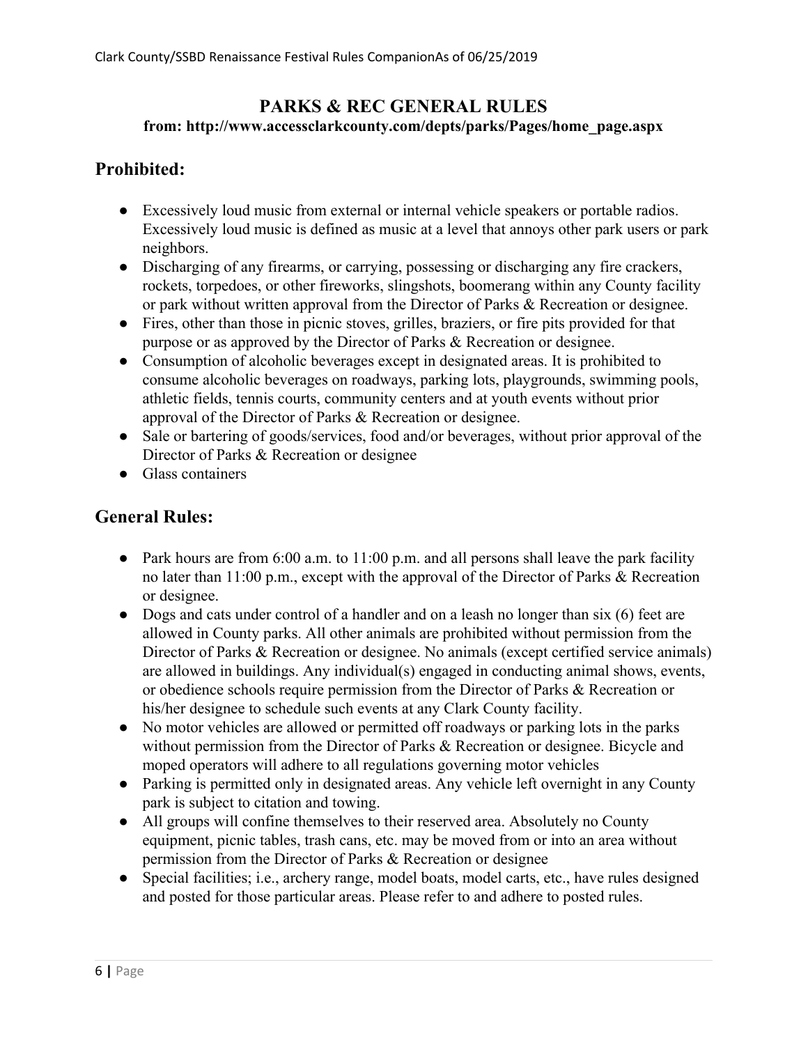## PARKS & REC GENERAL RULES

**from: http://www.accessclarkcounty.com/depts/parks/Pages/home_page.aspx**

### Prohibited:

- Excessively loud music from external or internal vehicle speakers or portable radios. Excessively loud music is defined as music at a level that annoys other park users or park neighbors.
- Discharging of any firearms, or carrying, possessing or discharging any fire crackers, rockets, torpedoes, or other fireworks, slingshots, boomerang within any County facility or park without written approval from the Director of Parks & Recreation or designee.
- Fires, other than those in picnic stoves, grilles, braziers, or fire pits provided for that purpose or as approved by the Director of Parks & Recreation or designee.
- Consumption of alcoholic beverages except in designated areas. It is prohibited to consume alcoholic beverages on roadways, parking lots, playgrounds, swimming pools, athletic fields, tennis courts, community centers and at youth events without prior approval of the Director of Parks & Recreation or designee.
- Sale or bartering of goods/services, food and/or beverages, without prior approval of the Director of Parks & Recreation or designee
- Glass containers

### General Rules:

- Park hours are from 6:00 a.m. to 11:00 p.m. and all persons shall leave the park facility no later than 11:00 p.m., except with the approval of the Director of Parks & Recreation or designee.
- Dogs and cats under control of a handler and on a leash no longer than six (6) feet are allowed in County parks. All other animals are prohibited without permission from the Director of Parks & Recreation or designee. No animals (except certified service animals) are allowed in buildings. Any individual(s) engaged in conducting animal shows, events, or obedience schools require permission from the Director of Parks & Recreation or his/her designee to schedule such events at any Clark County facility.
- No motor vehicles are allowed or permitted off roadways or parking lots in the parks without permission from the Director of Parks & Recreation or designee. Bicycle and moped operators will adhere to all regulations governing motor vehicles
- Parking is permitted only in designated areas. Any vehicle left overnight in any County park is subject to citation and towing.
- All groups will confine themselves to their reserved area. Absolutely no County equipment, picnic tables, trash cans, etc. may be moved from or into an area without permission from the Director of Parks & Recreation or designee
- Special facilities; i.e., archery range, model boats, model carts, etc., have rules designed and posted for those particular areas. Please refer to and adhere to posted rules.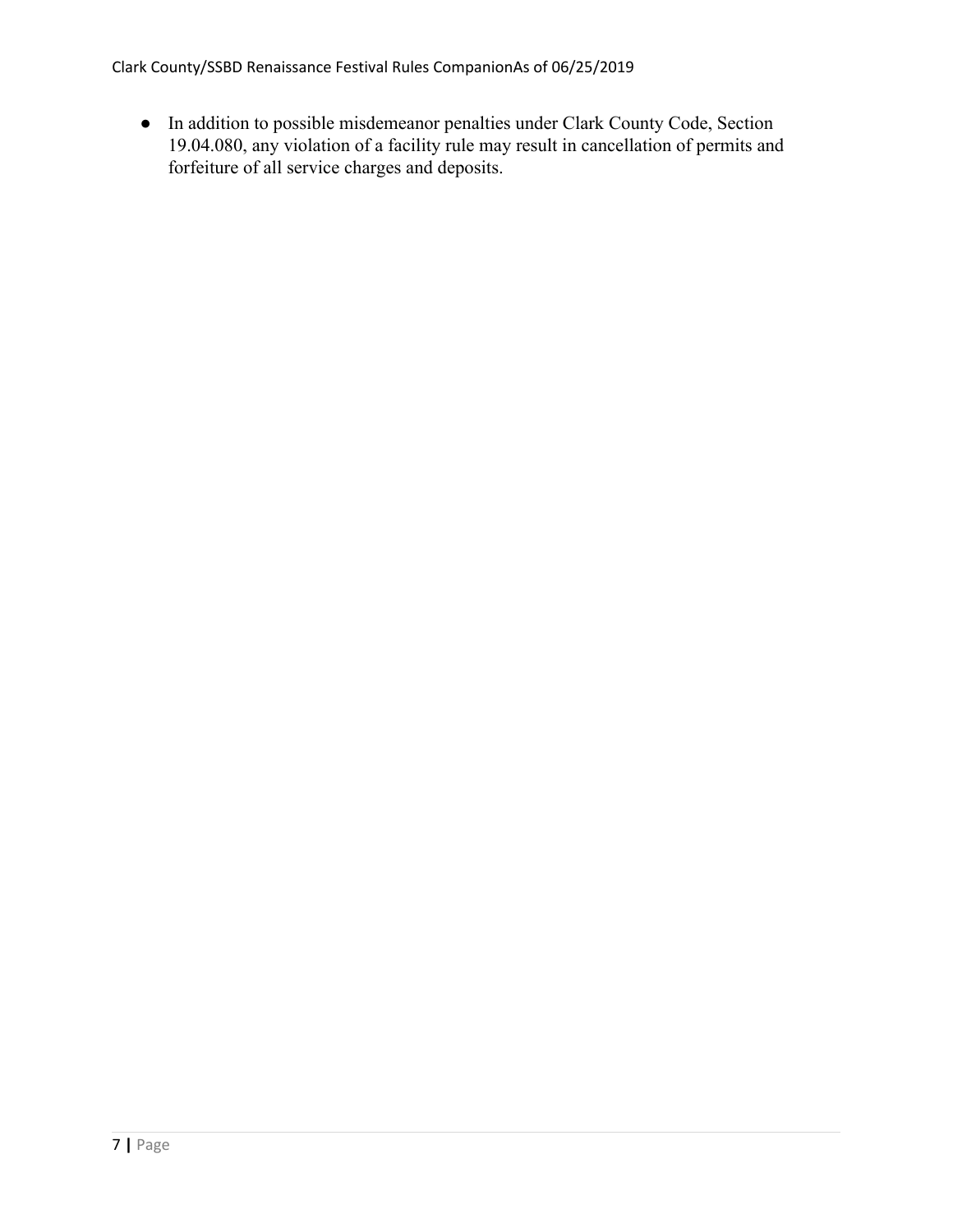- In addition to possible misdemeanor penalties under Clark County Code, Section 19.04.080, any violation of a facility rule may result in cancellation of permits and forfeiture of all service charges and deposits.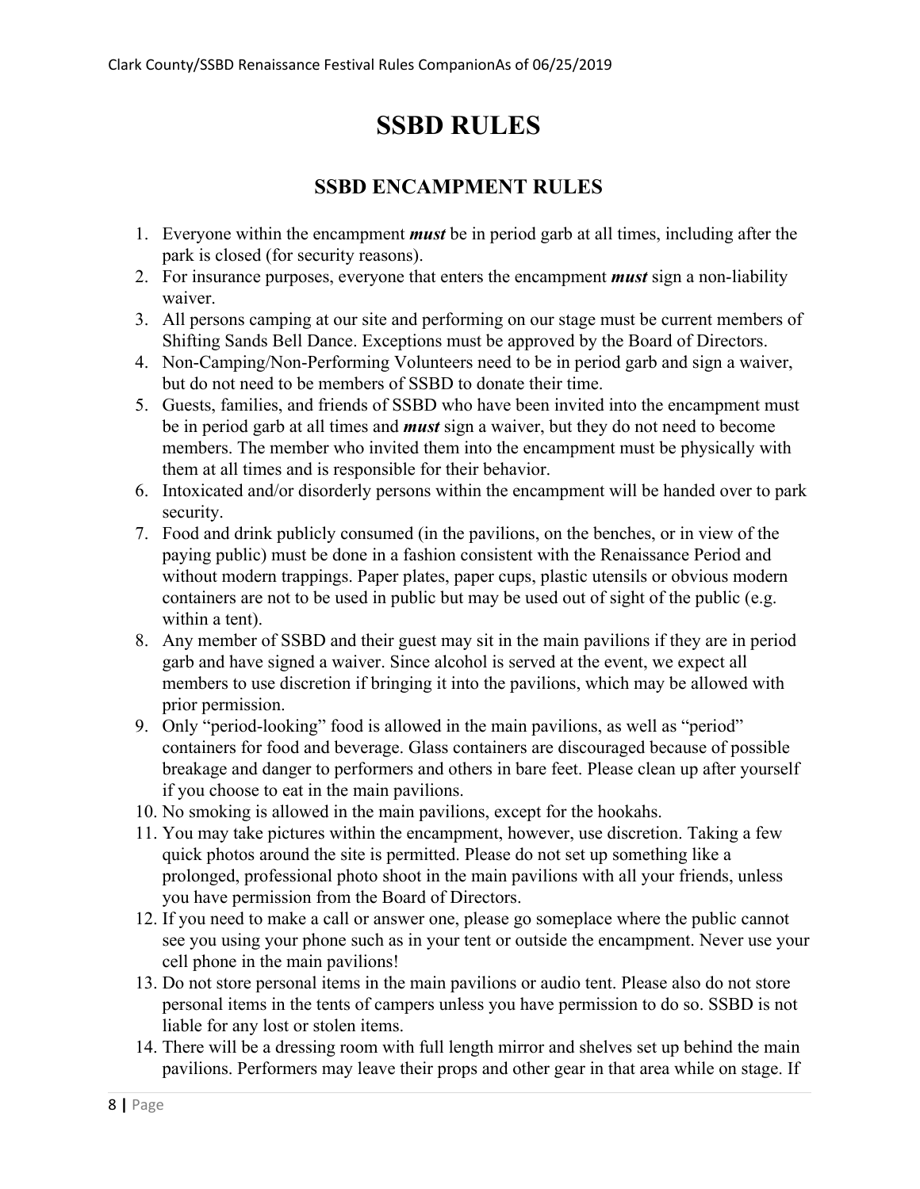# SSBD RULES

## SSBD ENCAMPMENT RULES

1. Everyone within the encampment ***must*** be in period garb at all times, including after the park is closed (for security reasons).
2. For insurance purposes, everyone that enters the encampment ***must*** sign a non-liability waiver.
3. All persons camping at our site and performing on our stage must be current members of Shifting Sands Bell Dance. Exceptions must be approved by the Board of Directors.
4. Non-Camping/Non-Performing Volunteers need to be in period garb and sign a waiver, but do not need to be members of SSBD to donate their time.
5. Guests, families, and friends of SSBD who have been invited into the encampment must be in period garb at all times and ***must*** sign a waiver, but they do not need to become members. The member who invited them into the encampment must be physically with them at all times and is responsible for their behavior.
6. Intoxicated and/or disorderly persons within the encampment will be handed over to park security.
7. Food and drink publicly consumed (in the pavilions, on the benches, or in view of the paying public) must be done in a fashion consistent with the Renaissance Period and without modern trappings. Paper plates, paper cups, plastic utensils or obvious modern containers are not to be used in public but may be used out of sight of the public (e.g. within a tent).
8. Any member of SSBD and their guest may sit in the main pavilions if they are in period garb and have signed a waiver. Since alcohol is served at the event, we expect all members to use discretion if bringing it into the pavilions, which may be allowed with prior permission.
9. Only "period-looking" food is allowed in the main pavilions, as well as "period" containers for food and beverage. Glass containers are discouraged because of possible breakage and danger to performers and others in bare feet. Please clean up after yourself if you choose to eat in the main pavilions.
10. No smoking is allowed in the main pavilions, except for the hookahs.
11. You may take pictures within the encampment, however, use discretion. Taking a few quick photos around the site is permitted. Please do not set up something like a prolonged, professional photo shoot in the main pavilions with all your friends, unless you have permission from the Board of Directors.
12. If you need to make a call or answer one, please go someplace where the public cannot see you using your phone such as in your tent or outside the encampment. Never use your cell phone in the main pavilions!
13. Do not store personal items in the main pavilions or audio tent. Please also do not store personal items in the tents of campers unless you have permission to do so. SSBD is not liable for any lost or stolen items.
14. There will be a dressing room with full length mirror and shelves set up behind the main pavilions. Performers may leave their props and other gear in that area while on stage. If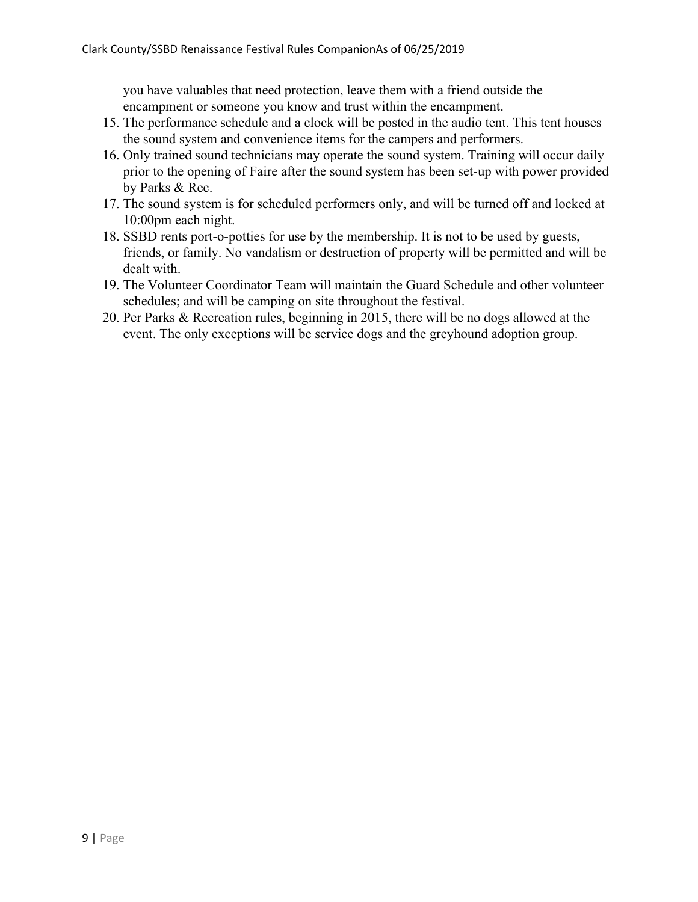you have valuables that need protection, leave them with a friend outside the encampment or someone you know and trust within the encampment.

15. The performance schedule and a clock will be posted in the audio tent. This tent houses the sound system and convenience items for the campers and performers.
16. Only trained sound technicians may operate the sound system. Training will occur daily prior to the opening of Faire after the sound system has been set-up with power provided by Parks & Rec.
17. The sound system is for scheduled performers only, and will be turned off and locked at 10:00pm each night.
18. SSBD rents port-o-potties for use by the membership. It is not to be used by guests, friends, or family. No vandalism or destruction of property will be permitted and will be dealt with.
19. The Volunteer Coordinator Team will maintain the Guard Schedule and other volunteer schedules; and will be camping on site throughout the festival.
20. Per Parks & Recreation rules, beginning in 2015, there will be no dogs allowed at the event. The only exceptions will be service dogs and the greyhound adoption group.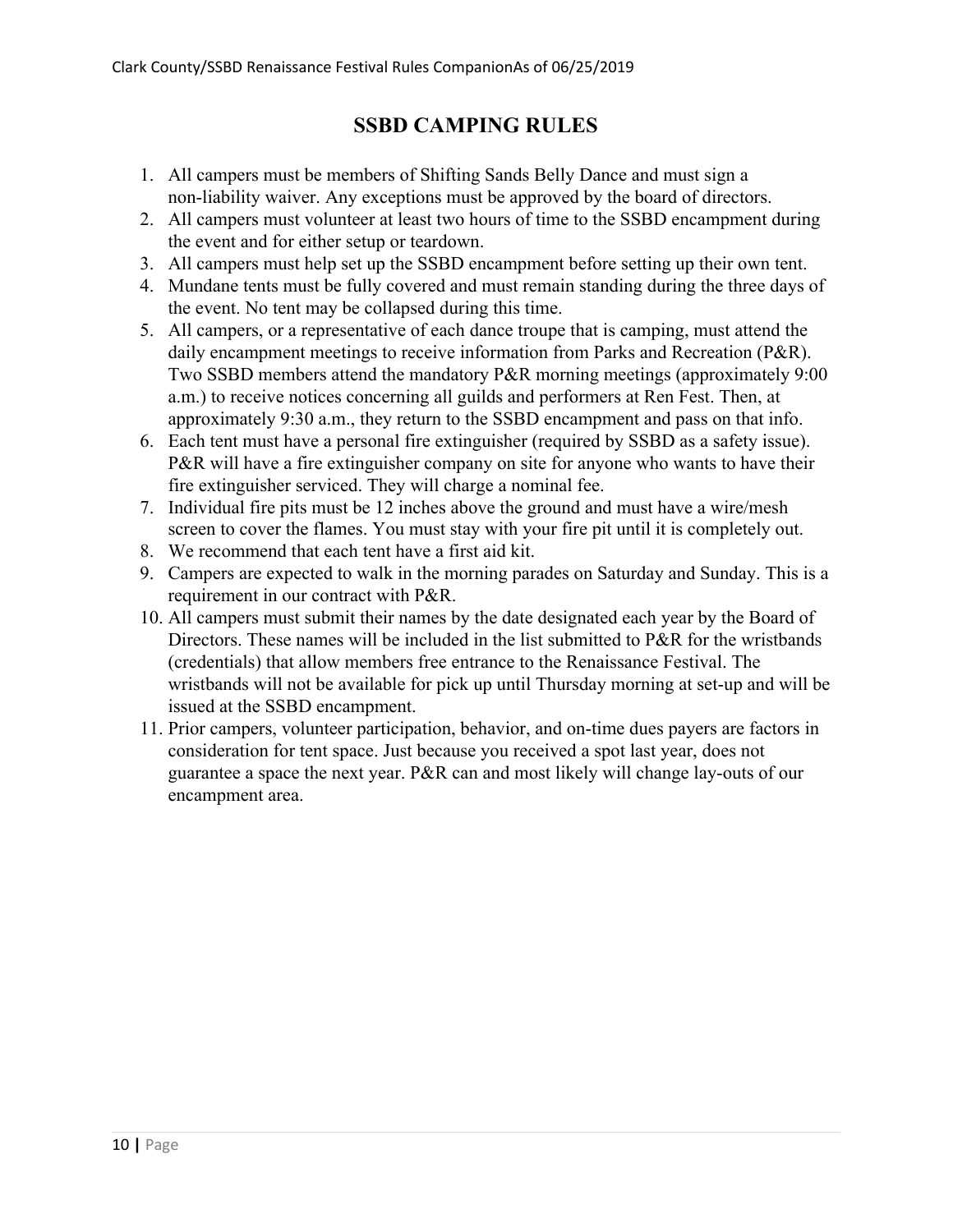# SSBD CAMPING RULES

1. All campers must be members of Shifting Sands Belly Dance and must sign a non-liability waiver. Any exceptions must be approved by the board of directors.
2. All campers must volunteer at least two hours of time to the SSBD encampment during the event and for either setup or teardown.
3. All campers must help set up the SSBD encampment before setting up their own tent.
4. Mundane tents must be fully covered and must remain standing during the three days of the event. No tent may be collapsed during this time.
5. All campers, or a representative of each dance troupe that is camping, must attend the daily encampment meetings to receive information from Parks and Recreation (P&R). Two SSBD members attend the mandatory P&R morning meetings (approximately 9:00 a.m.) to receive notices concerning all guilds and performers at Ren Fest. Then, at approximately 9:30 a.m., they return to the SSBD encampment and pass on that info.
6. Each tent must have a personal fire extinguisher (required by SSBD as a safety issue). P&R will have a fire extinguisher company on site for anyone who wants to have their fire extinguisher serviced. They will charge a nominal fee.
7. Individual fire pits must be 12 inches above the ground and must have a wire/mesh screen to cover the flames. You must stay with your fire pit until it is completely out.
8. We recommend that each tent have a first aid kit.
9. Campers are expected to walk in the morning parades on Saturday and Sunday. This is a requirement in our contract with P&R.
10. All campers must submit their names by the date designated each year by the Board of Directors. These names will be included in the list submitted to P&R for the wristbands (credentials) that allow members free entrance to the Renaissance Festival. The wristbands will not be available for pick up until Thursday morning at set-up and will be issued at the SSBD encampment.
11. Prior campers, volunteer participation, behavior, and on-time dues payers are factors in consideration for tent space. Just because you received a spot last year, does not guarantee a space the next year. P&R can and most likely will change lay-outs of our encampment area.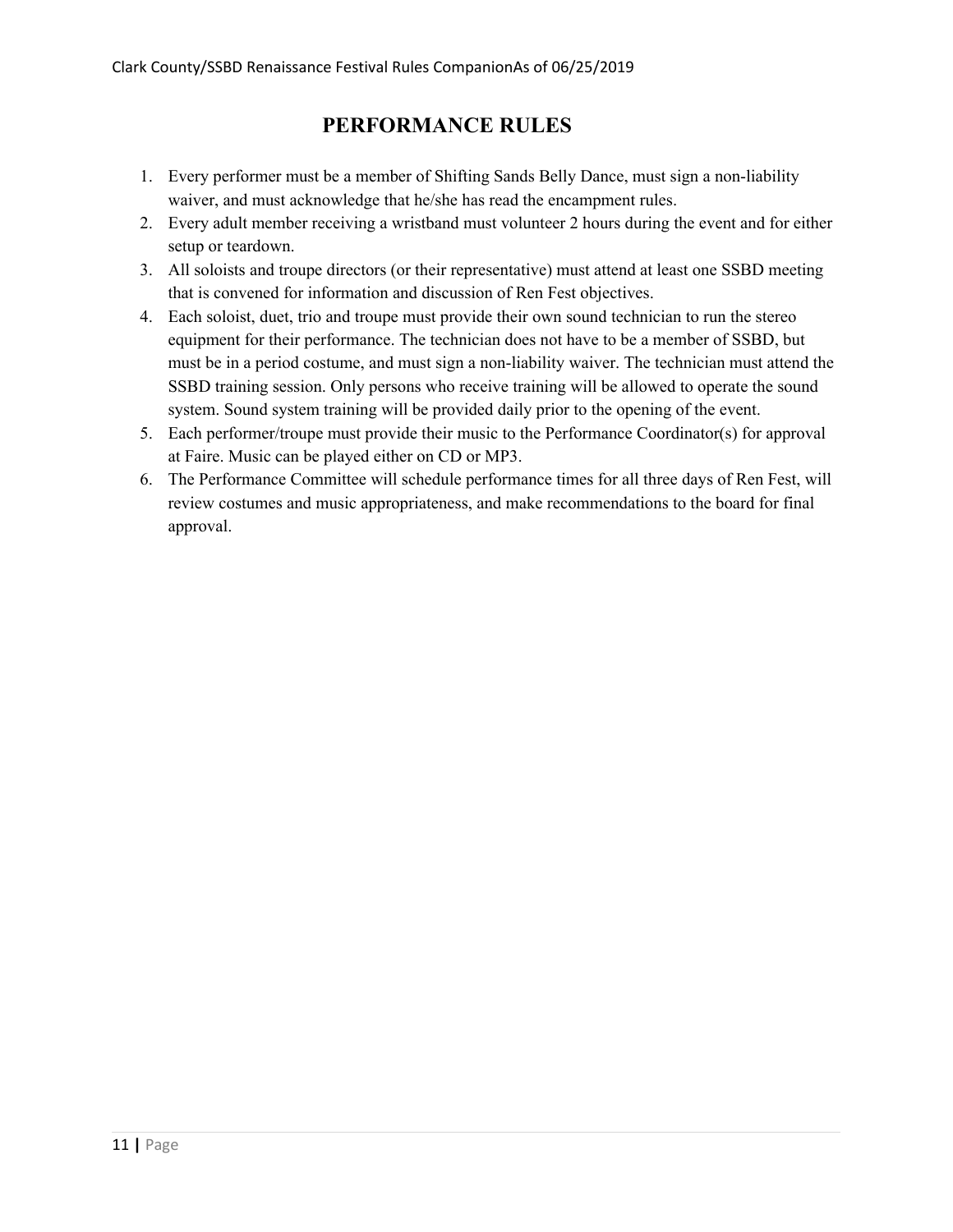# PERFORMANCE RULES

1. Every performer must be a member of Shifting Sands Belly Dance, must sign a non-liability waiver, and must acknowledge that he/she has read the encampment rules.
2. Every adult member receiving a wristband must volunteer 2 hours during the event and for either setup or teardown.
3. All soloists and troupe directors (or their representative) must attend at least one SSBD meeting that is convened for information and discussion of Ren Fest objectives.
4. Each soloist, duet, trio and troupe must provide their own sound technician to run the stereo equipment for their performance. The technician does not have to be a member of SSBD, but must be in a period costume, and must sign a non-liability waiver. The technician must attend the SSBD training session. Only persons who receive training will be allowed to operate the sound system. Sound system training will be provided daily prior to the opening of the event.
5. Each performer/troupe must provide their music to the Performance Coordinator(s) for approval at Faire. Music can be played either on CD or MP3.
6. The Performance Committee will schedule performance times for all three days of Ren Fest, will review costumes and music appropriateness, and make recommendations to the board for final approval.